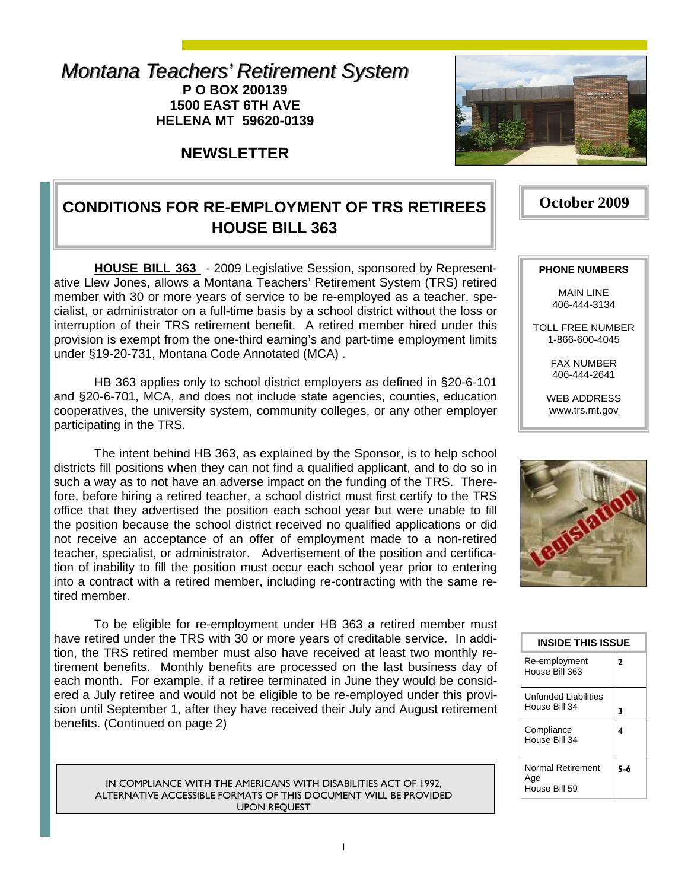# *Montana Teachers' Retirement System*

**P O BOX 200139**
**1500 EAST 6TH AVE**
**HELENA MT 59620-0139**

## NEWSLETTER

**October 2009**

## CONDITIONS FOR RE-EMPLOYMENT OF TRS RETIREES HOUSE BILL 363

**HOUSE BILL 363** - 2009 Legislative Session, sponsored by Representative Llew Jones, allows a Montana Teachers' Retirement System (TRS) retired member with 30 or more years of service to be re-employed as a teacher, specialist, or administrator on a full-time basis by a school district without the loss or interruption of their TRS retirement benefit. A retired member hired under this provision is exempt from the one-third earning's and part-time employment limits under §19-20-731, Montana Code Annotated (MCA) .

HB 363 applies only to school district employers as defined in §20-6-101 and §20-6-701, MCA, and does not include state agencies, counties, education cooperatives, the university system, community colleges, or any other employer participating in the TRS.

The intent behind HB 363, as explained by the Sponsor, is to help school districts fill positions when they can not find a qualified applicant, and to do so in such a way as to not have an adverse impact on the funding of the TRS. Therefore, before hiring a retired teacher, a school district must first certify to the TRS office that they advertised the position each school year but were unable to fill the position because the school district received no qualified applications or did not receive an acceptance of an offer of employment made to a non-retired teacher, specialist, or administrator. Advertisement of the position and certification of inability to fill the position must occur each school year prior to entering into a contract with a retired member, including re-contracting with the same retired member.

To be eligible for re-employment under HB 363 a retired member must have retired under the TRS with 30 or more years of creditable service. In addition, the TRS retired member must also have received at least two monthly retirement benefits. Monthly benefits are processed on the last business day of each month. For example, if a retiree terminated in June they would be considered a July retiree and would not be eligible to be re-employed under this provision until September 1, after they have received their July and August retirement benefits. (Continued on page 2)

IN COMPLIANCE WITH THE AMERICANS WITH DISABILITIES ACT OF 1992, ALTERNATIVE ACCESSIBLE FORMATS OF THIS DOCUMENT WILL BE PROVIDED UPON REQUEST

**PHONE NUMBERS**

MAIN LINE
406-444-3134

TOLL FREE NUMBER
1-866-600-4045

FAX NUMBER
406-444-2641

WEB ADDRESS
www.trs.mt.gov

| INSIDE THIS ISSUE | |
|---|---|
| Re-employment House Bill 363 | 2 |
| Unfunded Liabilities House Bill 34 | 3 |
| Compliance House Bill 34 | 4 |
| Normal Retirement Age House Bill 59 | 5-6 |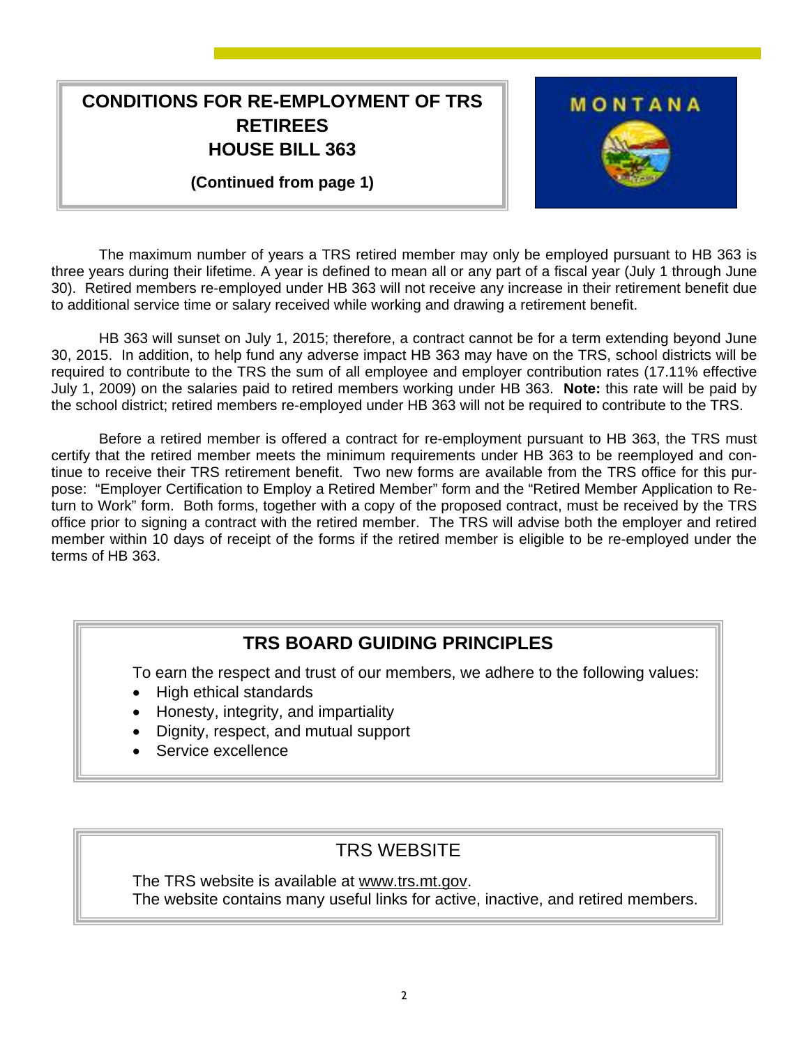## CONDITIONS FOR RE-EMPLOYMENT OF TRS RETIREES HOUSE BILL 363

**(Continued from page 1)**

The maximum number of years a TRS retired member may only be employed pursuant to HB 363 is three years during their lifetime. A year is defined to mean all or any part of a fiscal year (July 1 through June 30). Retired members re-employed under HB 363 will not receive any increase in their retirement benefit due to additional service time or salary received while working and drawing a retirement benefit.

HB 363 will sunset on July 1, 2015; therefore, a contract cannot be for a term extending beyond June 30, 2015. In addition, to help fund any adverse impact HB 363 may have on the TRS, school districts will be required to contribute to the TRS the sum of all employee and employer contribution rates (17.11% effective July 1, 2009) on the salaries paid to retired members working under HB 363. **Note:** this rate will be paid by the school district; retired members re-employed under HB 363 will not be required to contribute to the TRS.

Before a retired member is offered a contract for re-employment pursuant to HB 363, the TRS must certify that the retired member meets the minimum requirements under HB 363 to be reemployed and continue to receive their TRS retirement benefit. Two new forms are available from the TRS office for this purpose: "Employer Certification to Employ a Retired Member" form and the "Retired Member Application to Return to Work" form. Both forms, together with a copy of the proposed contract, must be received by the TRS office prior to signing a contract with the retired member. The TRS will advise both the employer and retired member within 10 days of receipt of the forms if the retired member is eligible to be re-employed under the terms of HB 363.

## TRS BOARD GUIDING PRINCIPLES

To earn the respect and trust of our members, we adhere to the following values:

- High ethical standards
- Honesty, integrity, and impartiality
- Dignity, respect, and mutual support
- Service excellence

## TRS WEBSITE

The TRS website is available at www.trs.mt.gov.
The website contains many useful links for active, inactive, and retired members.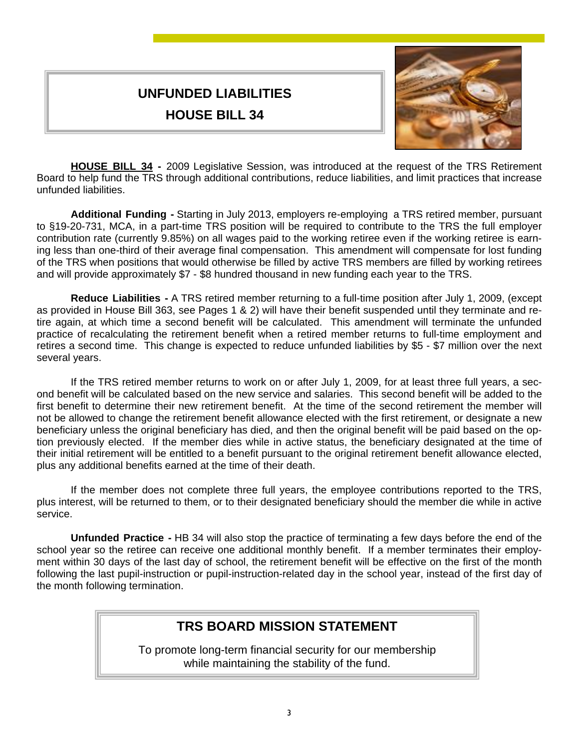# UNFUNDED LIABILITIES
# HOUSE BILL 34

**HOUSE BILL 34 -** 2009 Legislative Session, was introduced at the request of the TRS Retirement Board to help fund the TRS through additional contributions, reduce liabilities, and limit practices that increase unfunded liabilities.

**Additional Funding -** Starting in July 2013, employers re-employing a TRS retired member, pursuant to §19-20-731, MCA, in a part-time TRS position will be required to contribute to the TRS the full employer contribution rate (currently 9.85%) on all wages paid to the working retiree even if the working retiree is earning less than one-third of their average final compensation. This amendment will compensate for lost funding of the TRS when positions that would otherwise be filled by active TRS members are filled by working retirees and will provide approximately $7 - $8 hundred thousand in new funding each year to the TRS.

**Reduce Liabilities -** A TRS retired member returning to a full-time position after July 1, 2009, (except as provided in House Bill 363, see Pages 1 & 2) will have their benefit suspended until they terminate and retire again, at which time a second benefit will be calculated. This amendment will terminate the unfunded practice of recalculating the retirement benefit when a retired member returns to full-time employment and retires a second time. This change is expected to reduce unfunded liabilities by $5 - $7 million over the next several years.

If the TRS retired member returns to work on or after July 1, 2009, for at least three full years, a second benefit will be calculated based on the new service and salaries. This second benefit will be added to the first benefit to determine their new retirement benefit. At the time of the second retirement the member will not be allowed to change the retirement benefit allowance elected with the first retirement, or designate a new beneficiary unless the original beneficiary has died, and then the original benefit will be paid based on the option previously elected. If the member dies while in active status, the beneficiary designated at the time of their initial retirement will be entitled to a benefit pursuant to the original retirement benefit allowance elected, plus any additional benefits earned at the time of their death.

If the member does not complete three full years, the employee contributions reported to the TRS, plus interest, will be returned to them, or to their designated beneficiary should the member die while in active service.

**Unfunded Practice -** HB 34 will also stop the practice of terminating a few days before the end of the school year so the retiree can receive one additional monthly benefit. If a member terminates their employment within 30 days of the last day of school, the retirement benefit will be effective on the first of the month following the last pupil-instruction or pupil-instruction-related day in the school year, instead of the first day of the month following termination.

## TRS BOARD MISSION STATEMENT

To promote long-term financial security for our membership while maintaining the stability of the fund.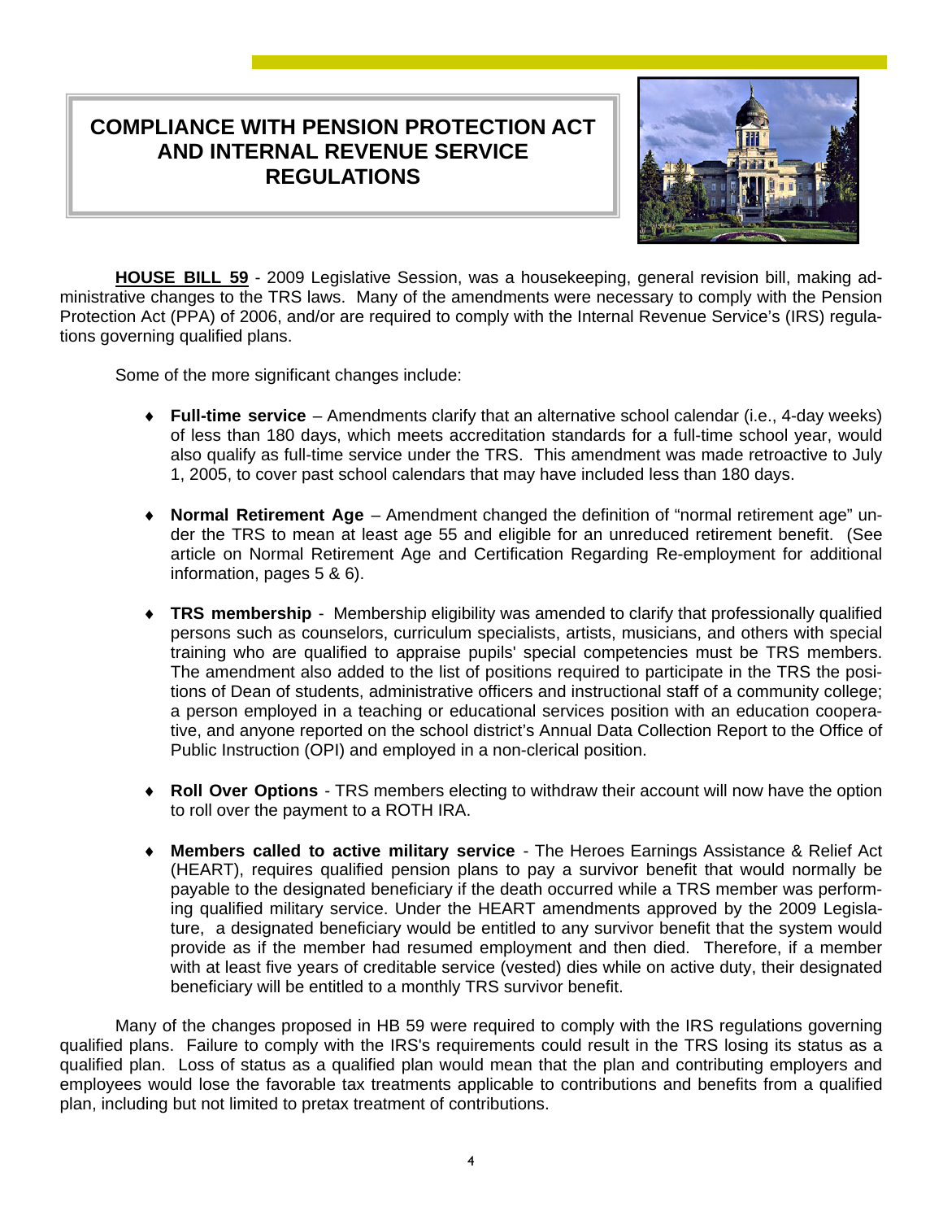# COMPLIANCE WITH PENSION PROTECTION ACT AND INTERNAL REVENUE SERVICE REGULATIONS

**HOUSE BILL 59** - 2009 Legislative Session, was a housekeeping, general revision bill, making administrative changes to the TRS laws. Many of the amendments were necessary to comply with the Pension Protection Act (PPA) of 2006, and/or are required to comply with the Internal Revenue Service's (IRS) regulations governing qualified plans.

Some of the more significant changes include:

- **Full-time service** – Amendments clarify that an alternative school calendar (i.e., 4-day weeks) of less than 180 days, which meets accreditation standards for a full-time school year, would also qualify as full-time service under the TRS. This amendment was made retroactive to July 1, 2005, to cover past school calendars that may have included less than 180 days.

- **Normal Retirement Age** – Amendment changed the definition of "normal retirement age" under the TRS to mean at least age 55 and eligible for an unreduced retirement benefit. (See article on Normal Retirement Age and Certification Regarding Re-employment for additional information, pages 5 & 6).

- **TRS membership** - Membership eligibility was amended to clarify that professionally qualified persons such as counselors, curriculum specialists, artists, musicians, and others with special training who are qualified to appraise pupils' special competencies must be TRS members. The amendment also added to the list of positions required to participate in the TRS the positions of Dean of students, administrative officers and instructional staff of a community college; a person employed in a teaching or educational services position with an education cooperative, and anyone reported on the school district's Annual Data Collection Report to the Office of Public Instruction (OPI) and employed in a non-clerical position.

- **Roll Over Options** - TRS members electing to withdraw their account will now have the option to roll over the payment to a ROTH IRA.

- **Members called to active military service** - The Heroes Earnings Assistance & Relief Act (HEART), requires qualified pension plans to pay a survivor benefit that would normally be payable to the designated beneficiary if the death occurred while a TRS member was performing qualified military service. Under the HEART amendments approved by the 2009 Legislature, a designated beneficiary would be entitled to any survivor benefit that the system would provide as if the member had resumed employment and then died. Therefore, if a member with at least five years of creditable service (vested) dies while on active duty, their designated beneficiary will be entitled to a monthly TRS survivor benefit.

Many of the changes proposed in HB 59 were required to comply with the IRS regulations governing qualified plans. Failure to comply with the IRS's requirements could result in the TRS losing its status as a qualified plan. Loss of status as a qualified plan would mean that the plan and contributing employers and employees would lose the favorable tax treatments applicable to contributions and benefits from a qualified plan, including but not limited to pretax treatment of contributions.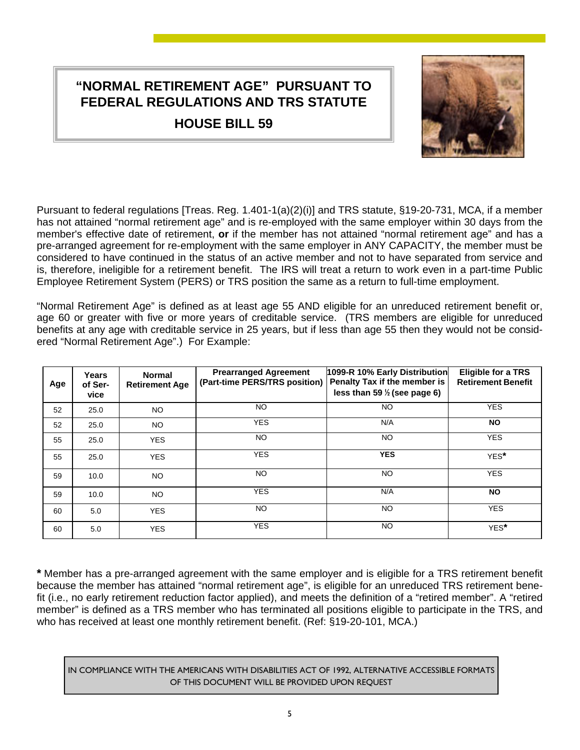# "NORMAL RETIREMENT AGE" PURSUANT TO FEDERAL REGULATIONS AND TRS STATUTE

## HOUSE BILL 59

Pursuant to federal regulations [Treas. Reg. 1.401-1(a)(2)(i)] and TRS statute, §19-20-731, MCA, if a member has not attained "normal retirement age" and is re-employed with the same employer within 30 days from the member's effective date of retirement, **or** if the member has not attained "normal retirement age" and has a pre-arranged agreement for re-employment with the same employer in ANY CAPACITY, the member must be considered to have continued in the status of an active member and not to have separated from service and is, therefore, ineligible for a retirement benefit. The IRS will treat a return to work even in a part-time Public Employee Retirement System (PERS) or TRS position the same as a return to full-time employment.

"Normal Retirement Age" is defined as at least age 55 AND eligible for an unreduced retirement benefit or, age 60 or greater with five or more years of creditable service. (TRS members are eligible for unreduced benefits at any age with creditable service in 25 years, but if less than age 55 then they would not be considered "Normal Retirement Age".) For Example:

| Age | Years of Service | Normal Retirement Age | Prearranged Agreement (Part-time PERS/TRS position) | 1099-R 10% Early Distribution Penalty Tax if the member is less than 59 ½ (see page 6) | Eligible for a TRS Retirement Benefit |
|---|---|---|---|---|---|
| 52 | 25.0 | NO | NO | NO | YES |
| 52 | 25.0 | NO | YES | N/A | **NO** |
| 55 | 25.0 | YES | NO | NO | YES |
| 55 | 25.0 | YES | YES | **YES** | YES* |
| 59 | 10.0 | NO | NO | NO | YES |
| 59 | 10.0 | NO | YES | N/A | **NO** |
| 60 | 5.0 | YES | NO | NO | YES |
| 60 | 5.0 | YES | YES | NO | YES* |

**\*** Member has a pre-arranged agreement with the same employer and is eligible for a TRS retirement benefit because the member has attained "normal retirement age", is eligible for an unreduced TRS retirement benefit (i.e., no early retirement reduction factor applied), and meets the definition of a "retired member". A "retired member" is defined as a TRS member who has terminated all positions eligible to participate in the TRS, and who has received at least one monthly retirement benefit. (Ref: §19-20-101, MCA.)

IN COMPLIANCE WITH THE AMERICANS WITH DISABILITIES ACT OF 1992, ALTERNATIVE ACCESSIBLE FORMATS OF THIS DOCUMENT WILL BE PROVIDED UPON REQUEST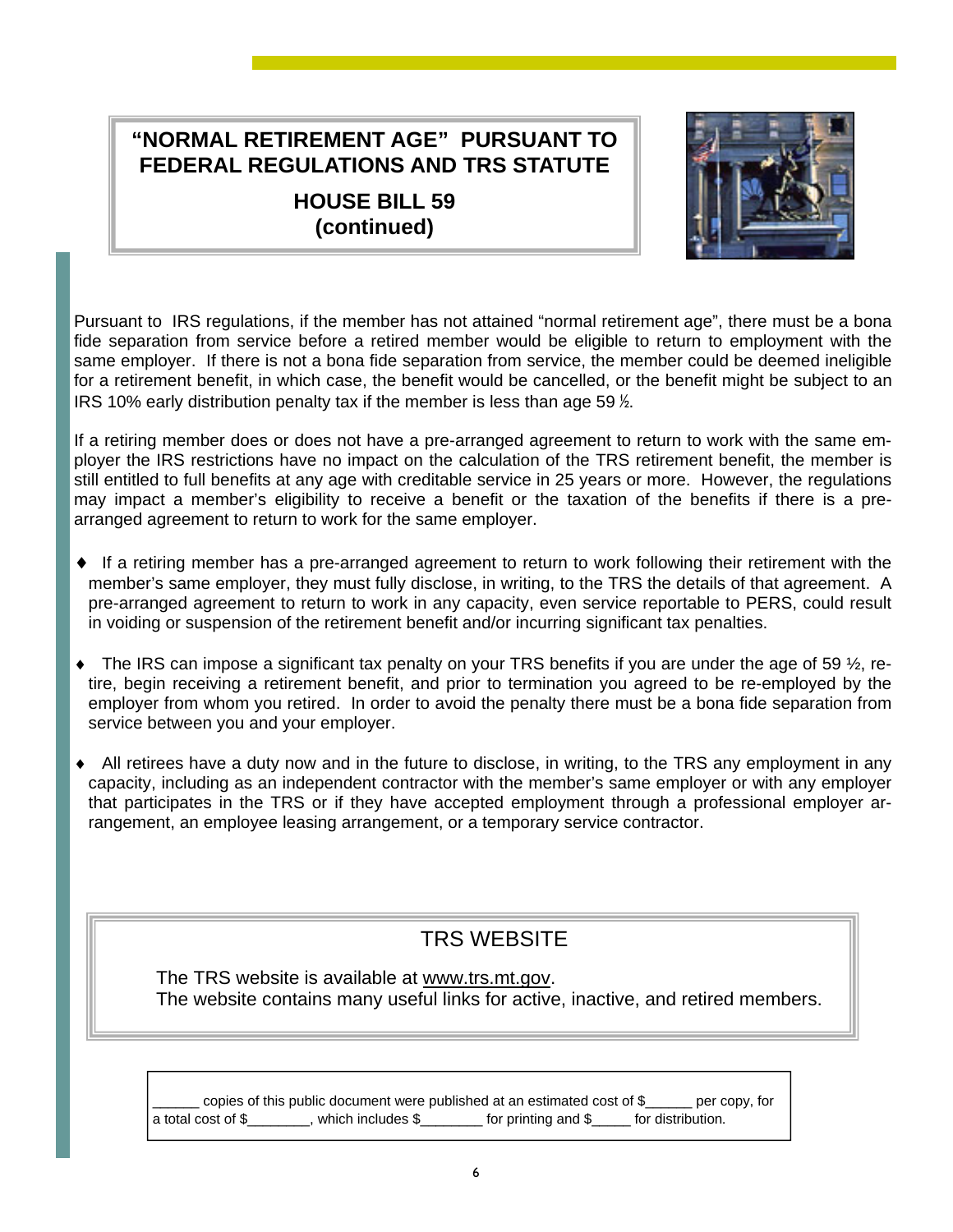## "NORMAL RETIREMENT AGE" PURSUANT TO FEDERAL REGULATIONS AND TRS STATUTE

### HOUSE BILL 59 (continued)

Pursuant to IRS regulations, if the member has not attained "normal retirement age", there must be a bona fide separation from service before a retired member would be eligible to return to employment with the same employer. If there is not a bona fide separation from service, the member could be deemed ineligible for a retirement benefit, in which case, the benefit would be cancelled, or the benefit might be subject to an IRS 10% early distribution penalty tax if the member is less than age 59 ½.

If a retiring member does or does not have a pre-arranged agreement to return to work with the same employer the IRS restrictions have no impact on the calculation of the TRS retirement benefit, the member is still entitled to full benefits at any age with creditable service in 25 years or more. However, the regulations may impact a member's eligibility to receive a benefit or the taxation of the benefits if there is a pre-arranged agreement to return to work for the same employer.

- If a retiring member has a pre-arranged agreement to return to work following their retirement with the member's same employer, they must fully disclose, in writing, to the TRS the details of that agreement. A pre-arranged agreement to return to work in any capacity, even service reportable to PERS, could result in voiding or suspension of the retirement benefit and/or incurring significant tax penalties.

- The IRS can impose a significant tax penalty on your TRS benefits if you are under the age of 59 ½, retire, begin receiving a retirement benefit, and prior to termination you agreed to be re-employed by the employer from whom you retired. In order to avoid the penalty there must be a bona fide separation from service between you and your employer.

- All retirees have a duty now and in the future to disclose, in writing, to the TRS any employment in any capacity, including as an independent contractor with the member's same employer or with any employer that participates in the TRS or if they have accepted employment through a professional employer arrangement, an employee leasing arrangement, or a temporary service contractor.

## TRS WEBSITE

The TRS website is available at www.trs.mt.gov.
The website contains many useful links for active, inactive, and retired members.

______ copies of this public document were published at an estimated cost of $______ per copy, for a total cost of $________, which includes $________ for printing and $_____ for distribution.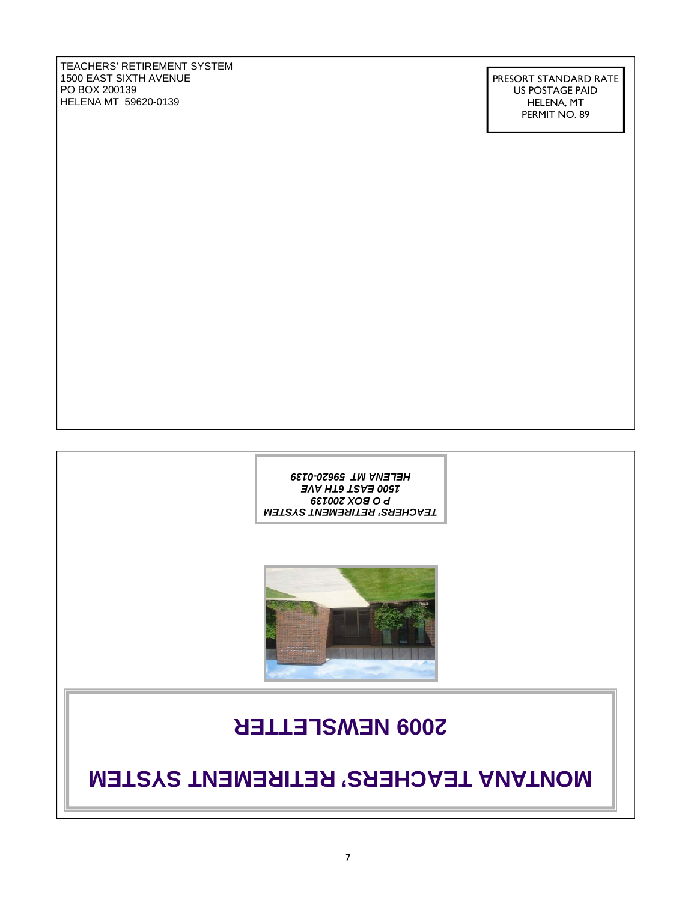TEACHERS' RETIREMENT SYSTEM
1500 EAST SIXTH AVENUE
PO BOX 200139
HELENA MT 59620-0139

PRESORT STANDARD RATE
US POSTAGE PAID
HELENA, MT
PERMIT NO. 89

*TEACHERS' RETIREMENT SYSTEM*
*P O BOX 200139*
*1500 EAST 6TH AVE*
*HELENA MT 59620-0139*

## 2009 NEWSLETTER

# MONTANA TEACHERS' RETIREMENT SYSTEM